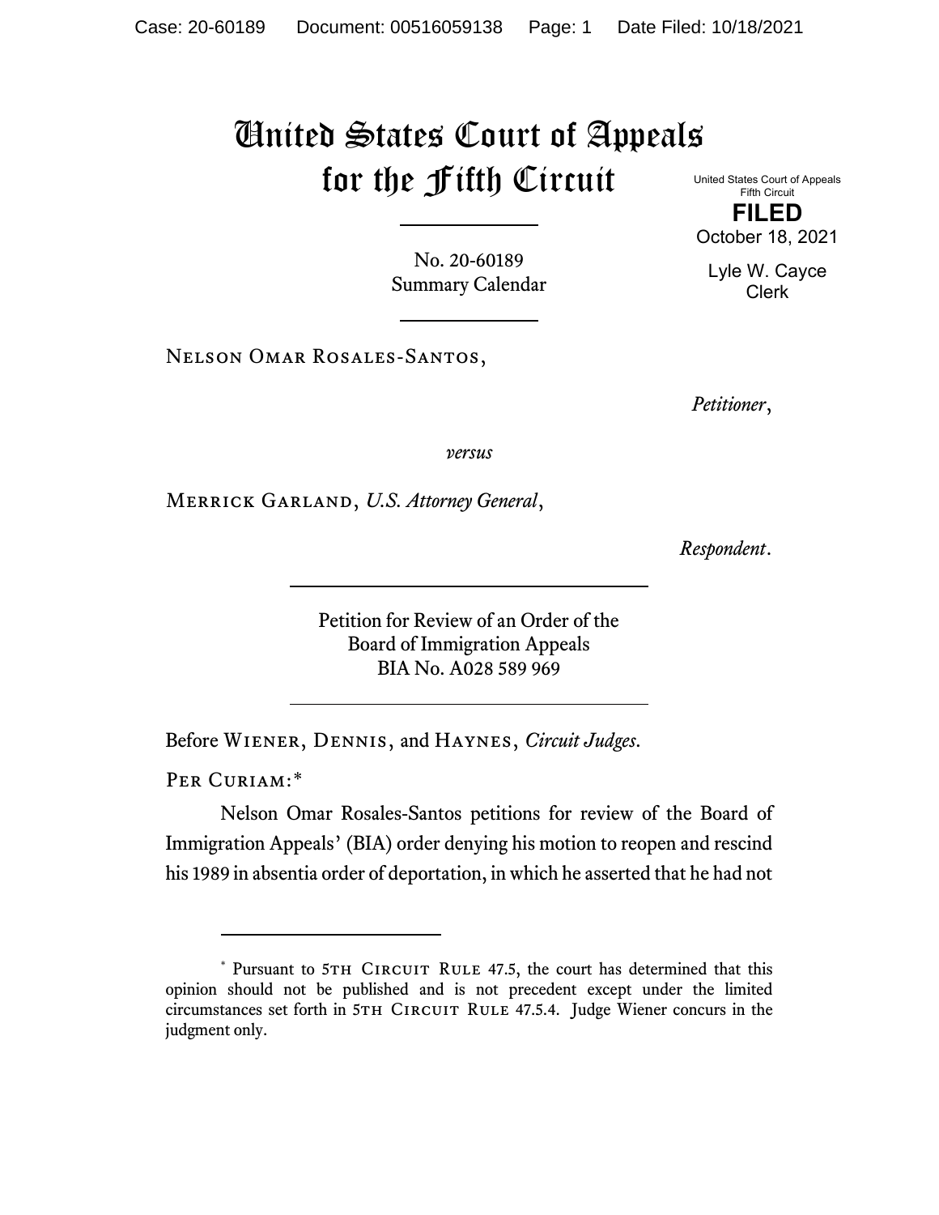# United States Court of Appeals for the Fifth Circuit

United States Court of Appeals
Fifth Circuit

**FILED**

October 18, 2021

Lyle W. Cayce
Clerk

No. 20-60189
Summary Calendar

---

Nelson Omar Rosales-Santos,

*Petitioner*,

*versus*

Merrick Garland, *U.S. Attorney General*,

*Respondent*.

---

Petition for Review of an Order of the
Board of Immigration Appeals
BIA No. A028 589 969

---

Before Wiener, Dennis, and Haynes, *Circuit Judges*.

Per Curiam:*

Nelson Omar Rosales-Santos petitions for review of the Board of Immigration Appeals' (BIA) order denying his motion to reopen and rescind his 1989 in absentia order of deportation, in which he asserted that he had not

---

\* Pursuant to 5th Circuit Rule 47.5, the court has determined that this opinion should not be published and is not precedent except under the limited circumstances set forth in 5th Circuit Rule 47.5.4. Judge Wiener concurs in the judgment only.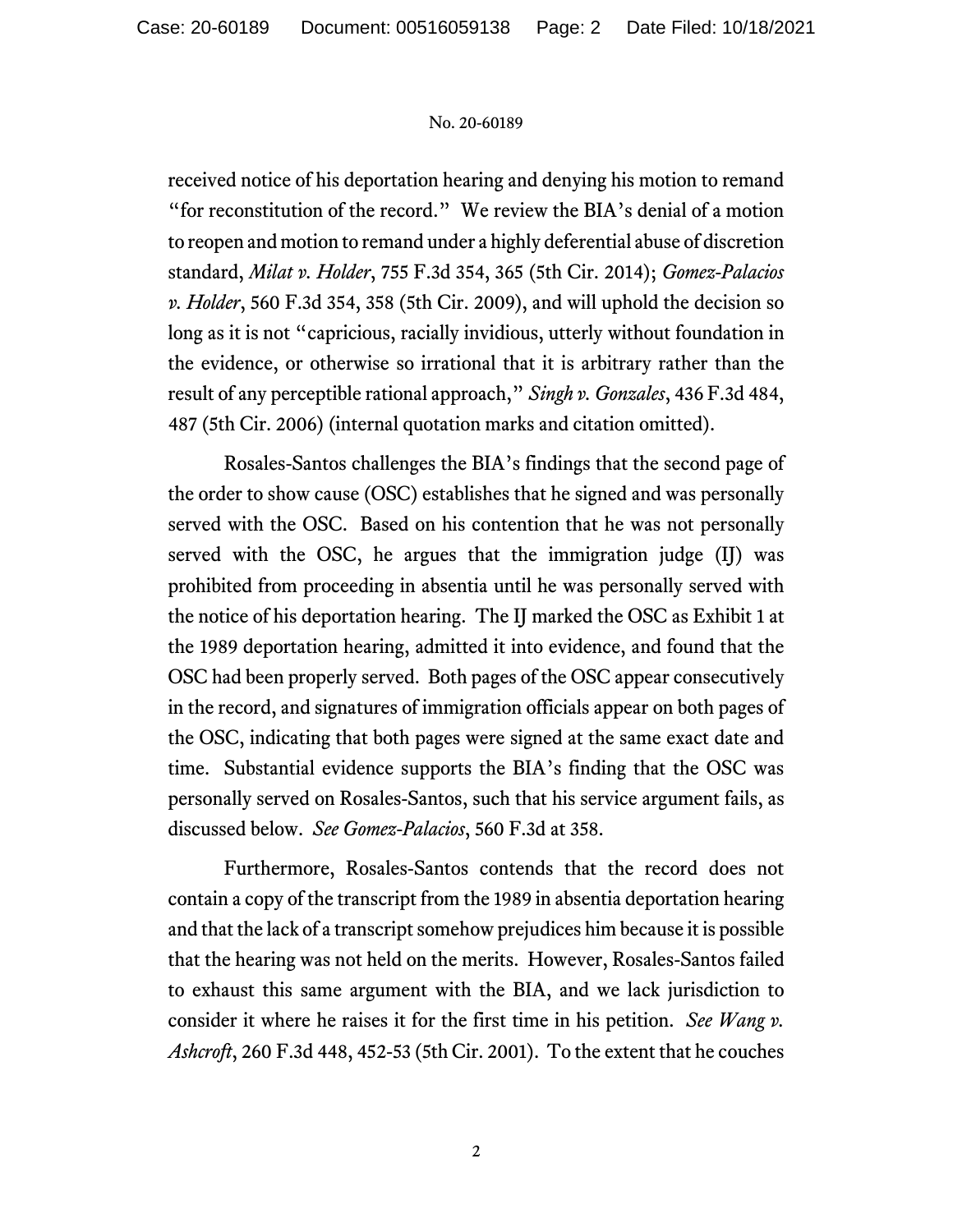received notice of his deportation hearing and denying his motion to remand "for reconstitution of the record." We review the BIA's denial of a motion to reopen and motion to remand under a highly deferential abuse of discretion standard, *Milat v. Holder*, 755 F.3d 354, 365 (5th Cir. 2014); *Gomez-Palacios v. Holder*, 560 F.3d 354, 358 (5th Cir. 2009), and will uphold the decision so long as it is not "capricious, racially invidious, utterly without foundation in the evidence, or otherwise so irrational that it is arbitrary rather than the result of any perceptible rational approach," *Singh v. Gonzales*, 436 F.3d 484, 487 (5th Cir. 2006) (internal quotation marks and citation omitted).

Rosales-Santos challenges the BIA's findings that the second page of the order to show cause (OSC) establishes that he signed and was personally served with the OSC. Based on his contention that he was not personally served with the OSC, he argues that the immigration judge (IJ) was prohibited from proceeding in absentia until he was personally served with the notice of his deportation hearing. The IJ marked the OSC as Exhibit 1 at the 1989 deportation hearing, admitted it into evidence, and found that the OSC had been properly served. Both pages of the OSC appear consecutively in the record, and signatures of immigration officials appear on both pages of the OSC, indicating that both pages were signed at the same exact date and time. Substantial evidence supports the BIA's finding that the OSC was personally served on Rosales-Santos, such that his service argument fails, as discussed below. *See Gomez-Palacios*, 560 F.3d at 358.

Furthermore, Rosales-Santos contends that the record does not contain a copy of the transcript from the 1989 in absentia deportation hearing and that the lack of a transcript somehow prejudices him because it is possible that the hearing was not held on the merits. However, Rosales-Santos failed to exhaust this same argument with the BIA, and we lack jurisdiction to consider it where he raises it for the first time in his petition. *See Wang v. Ashcroft*, 260 F.3d 448, 452-53 (5th Cir. 2001). To the extent that he couches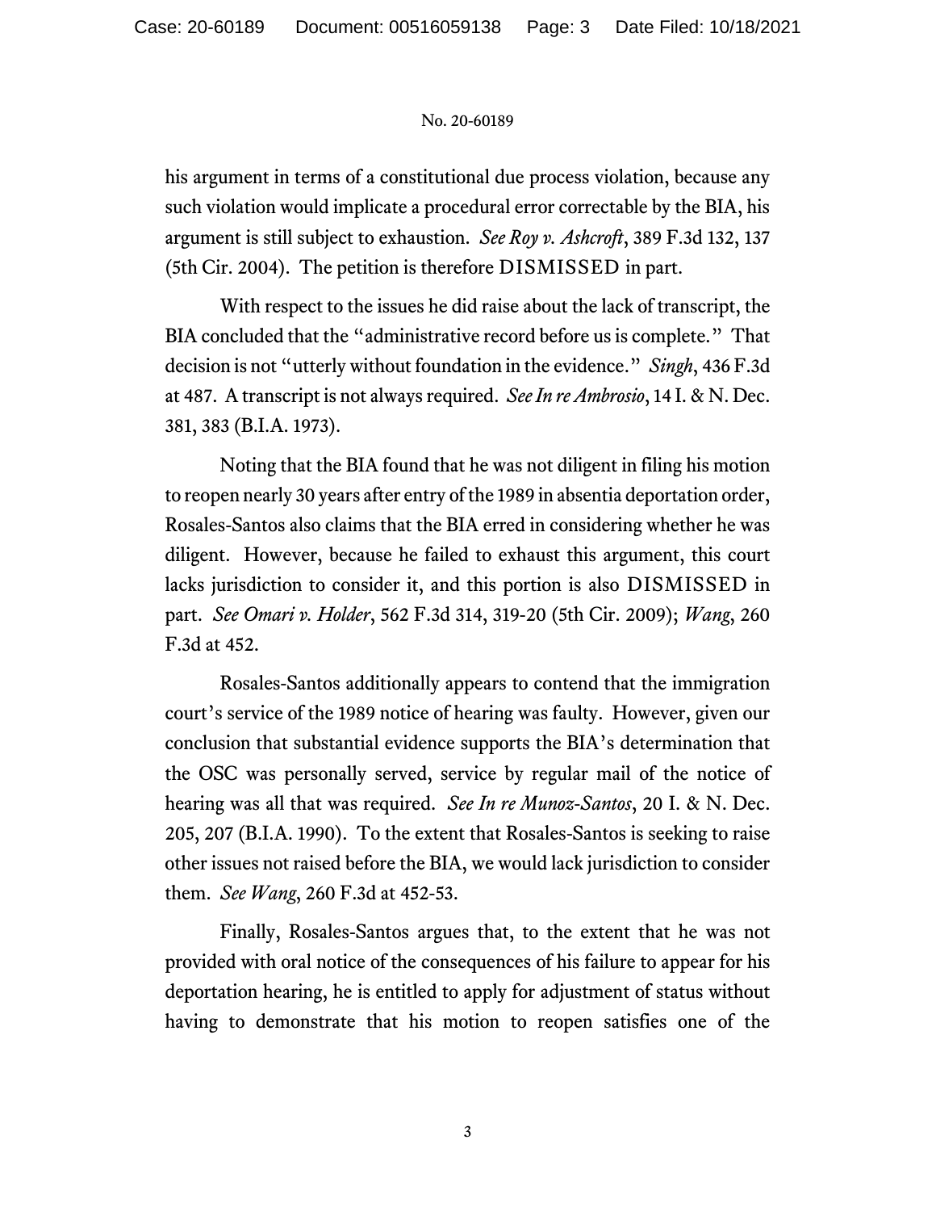his argument in terms of a constitutional due process violation, because any such violation would implicate a procedural error correctable by the BIA, his argument is still subject to exhaustion. *See Roy v. Ashcroft*, 389 F.3d 132, 137 (5th Cir. 2004). The petition is therefore DISMISSED in part.

With respect to the issues he did raise about the lack of transcript, the BIA concluded that the "administrative record before us is complete." That decision is not "utterly without foundation in the evidence." *Singh*, 436 F.3d at 487. A transcript is not always required. *See In re Ambrosio*, 14 I. & N. Dec. 381, 383 (B.I.A. 1973).

Noting that the BIA found that he was not diligent in filing his motion to reopen nearly 30 years after entry of the 1989 in absentia deportation order, Rosales-Santos also claims that the BIA erred in considering whether he was diligent. However, because he failed to exhaust this argument, this court lacks jurisdiction to consider it, and this portion is also DISMISSED in part. *See Omari v. Holder*, 562 F.3d 314, 319-20 (5th Cir. 2009); *Wang*, 260 F.3d at 452.

Rosales-Santos additionally appears to contend that the immigration court's service of the 1989 notice of hearing was faulty. However, given our conclusion that substantial evidence supports the BIA's determination that the OSC was personally served, service by regular mail of the notice of hearing was all that was required. *See In re Munoz-Santos*, 20 I. & N. Dec. 205, 207 (B.I.A. 1990). To the extent that Rosales-Santos is seeking to raise other issues not raised before the BIA, we would lack jurisdiction to consider them. *See Wang*, 260 F.3d at 452-53.

Finally, Rosales-Santos argues that, to the extent that he was not provided with oral notice of the consequences of his failure to appear for his deportation hearing, he is entitled to apply for adjustment of status without having to demonstrate that his motion to reopen satisfies one of the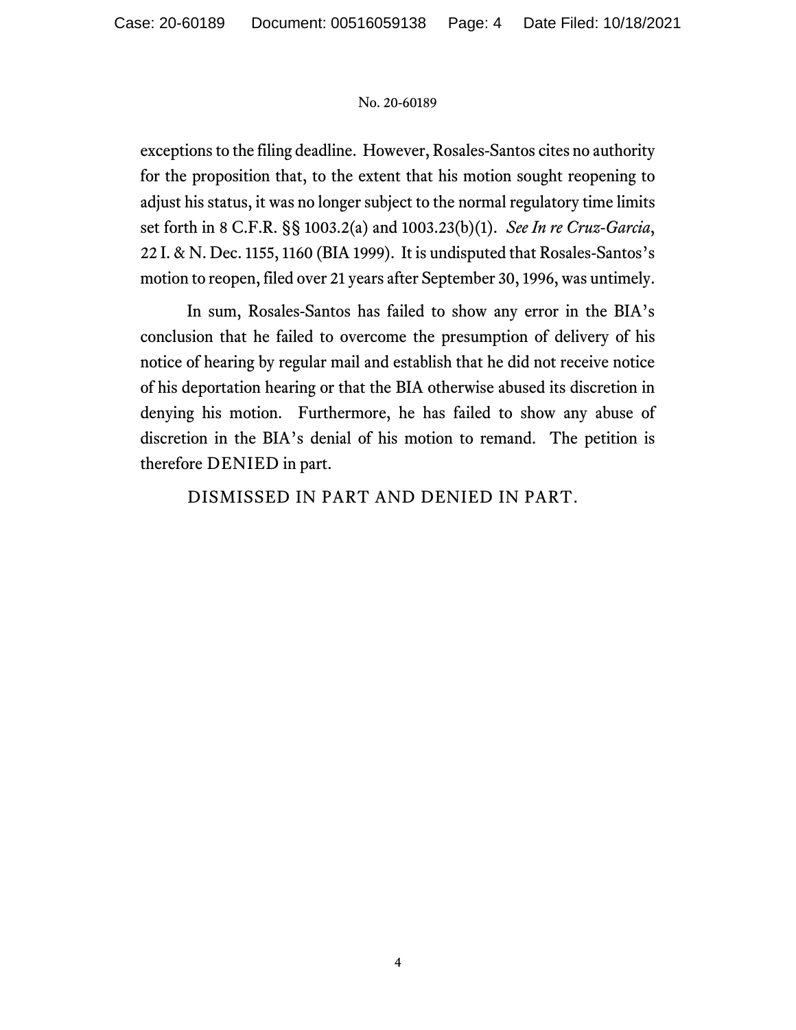exceptions to the filing deadline. However, Rosales-Santos cites no authority for the proposition that, to the extent that his motion sought reopening to adjust his status, it was no longer subject to the normal regulatory time limits set forth in 8 C.F.R. §§ 1003.2(a) and 1003.23(b)(1). *See In re Cruz-Garcia*, 22 I. & N. Dec. 1155, 1160 (BIA 1999). It is undisputed that Rosales-Santos's motion to reopen, filed over 21 years after September 30, 1996, was untimely.

In sum, Rosales-Santos has failed to show any error in the BIA's conclusion that he failed to overcome the presumption of delivery of his notice of hearing by regular mail and establish that he did not receive notice of his deportation hearing or that the BIA otherwise abused its discretion in denying his motion. Furthermore, he has failed to show any abuse of discretion in the BIA's denial of his motion to remand. The petition is therefore DENIED in part.

DISMISSED IN PART AND DENIED IN PART.